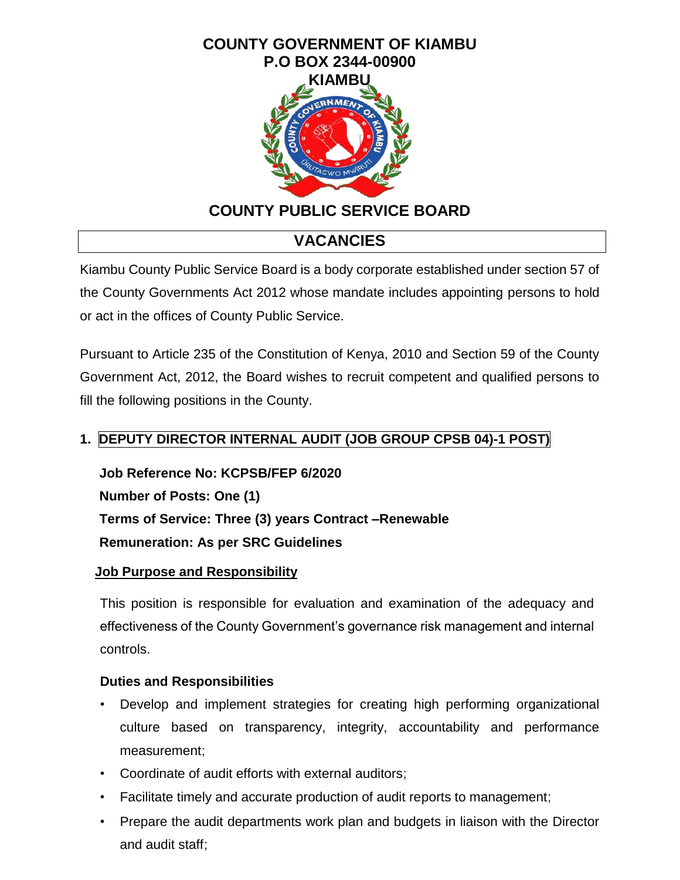# COUNTY GOVERNMENT OF KIAMBU
## P.O BOX 2344-00900
## KIAMBU

## COUNTY PUBLIC SERVICE BOARD

## VACANCIES

Kiambu County Public Service Board is a body corporate established under section 57 of the County Governments Act 2012 whose mandate includes appointing persons to hold or act in the offices of County Public Service.

Pursuant to Article 235 of the Constitution of Kenya, 2010 and Section 59 of the County Government Act, 2012, the Board wishes to recruit competent and qualified persons to fill the following positions in the County.

### 1. DEPUTY DIRECTOR INTERNAL AUDIT (JOB GROUP CPSB 04)-1 POST)

**Job Reference No: KCPSB/FEP 6/2020**
**Number of Posts: One (1)**
**Terms of Service: Three (3) years Contract –Renewable**
**Remuneration: As per SRC Guidelines**

**Job Purpose and Responsibility**

This position is responsible for evaluation and examination of the adequacy and effectiveness of the County Government's governance risk management and internal controls.

**Duties and Responsibilities**

- Develop and implement strategies for creating high performing organizational culture based on transparency, integrity, accountability and performance measurement;
- Coordinate of audit efforts with external auditors;
- Facilitate timely and accurate production of audit reports to management;
- Prepare the audit departments work plan and budgets in liaison with the Director and audit staff;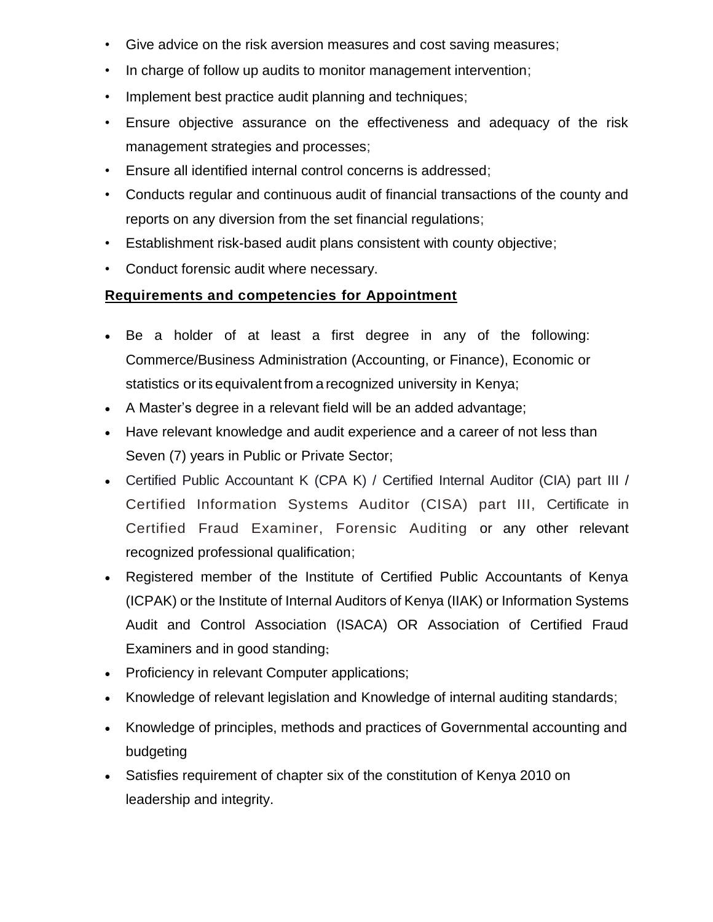- Give advice on the risk aversion measures and cost saving measures;
- In charge of follow up audits to monitor management intervention;
- Implement best practice audit planning and techniques;
- Ensure objective assurance on the effectiveness and adequacy of the risk management strategies and processes;
- Ensure all identified internal control concerns is addressed;
- Conducts regular and continuous audit of financial transactions of the county and reports on any diversion from the set financial regulations;
- Establishment risk-based audit plans consistent with county objective;
- Conduct forensic audit where necessary.

**Requirements and competencies for Appointment**

- Be a holder of at least a first degree in any of the following: Commerce/Business Administration (Accounting, or Finance), Economic or statistics or its equivalent from a recognized university in Kenya;
- A Master's degree in a relevant field will be an added advantage;
- Have relevant knowledge and audit experience and a career of not less than Seven (7) years in Public or Private Sector;
- Certified Public Accountant K (CPA K) / Certified Internal Auditor (CIA) part III / Certified Information Systems Auditor (CISA) part III, Certificate in Certified Fraud Examiner, Forensic Auditing or any other relevant recognized professional qualification;
- Registered member of the Institute of Certified Public Accountants of Kenya (ICPAK) or the Institute of Internal Auditors of Kenya (IIAK) or Information Systems Audit and Control Association (ISACA) OR Association of Certified Fraud Examiners and in good standing;
- Proficiency in relevant Computer applications;
- Knowledge of relevant legislation and Knowledge of internal auditing standards;
- Knowledge of principles, methods and practices of Governmental accounting and budgeting
- Satisfies requirement of chapter six of the constitution of Kenya 2010 on leadership and integrity.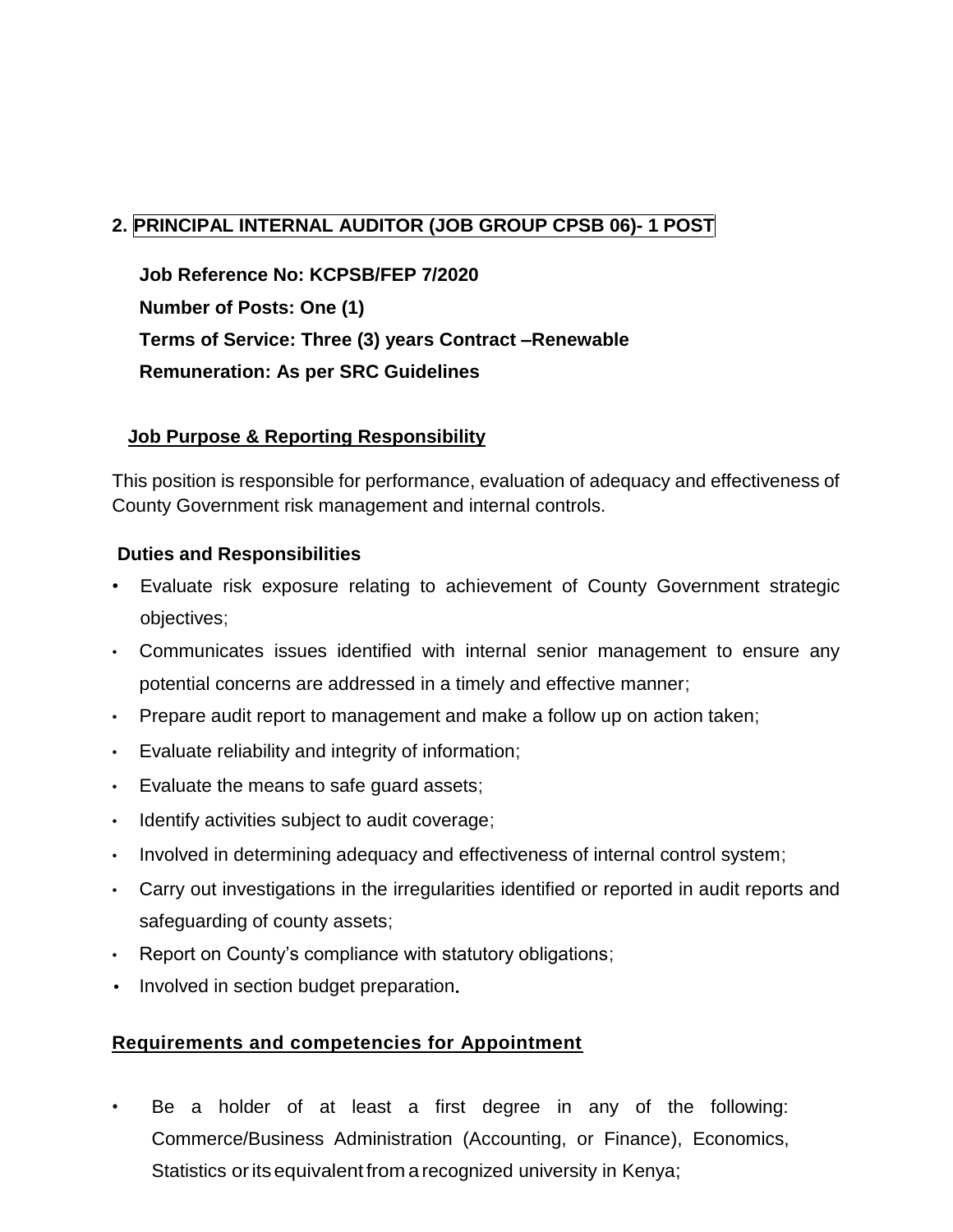## 2. PRINCIPAL INTERNAL AUDITOR (JOB GROUP CPSB 06)- 1 POST

**Job Reference No: KCPSB/FEP 7/2020**

**Number of Posts: One (1)**

**Terms of Service: Three (3) years Contract –Renewable**

**Remuneration: As per SRC Guidelines**

### Job Purpose & Reporting Responsibility

This position is responsible for performance, evaluation of adequacy and effectiveness of County Government risk management and internal controls.

### Duties and Responsibilities

- Evaluate risk exposure relating to achievement of County Government strategic objectives;
- Communicates issues identified with internal senior management to ensure any potential concerns are addressed in a timely and effective manner;
- Prepare audit report to management and make a follow up on action taken;
- Evaluate reliability and integrity of information;
- Evaluate the means to safe guard assets;
- Identify activities subject to audit coverage;
- Involved in determining adequacy and effectiveness of internal control system;
- Carry out investigations in the irregularities identified or reported in audit reports and safeguarding of county assets;
- Report on County's compliance with statutory obligations;
- Involved in section budget preparation.

### Requirements and competencies for Appointment

- Be a holder of at least a first degree in any of the following: Commerce/Business Administration (Accounting, or Finance), Economics, Statistics or its equivalent from a recognized university in Kenya;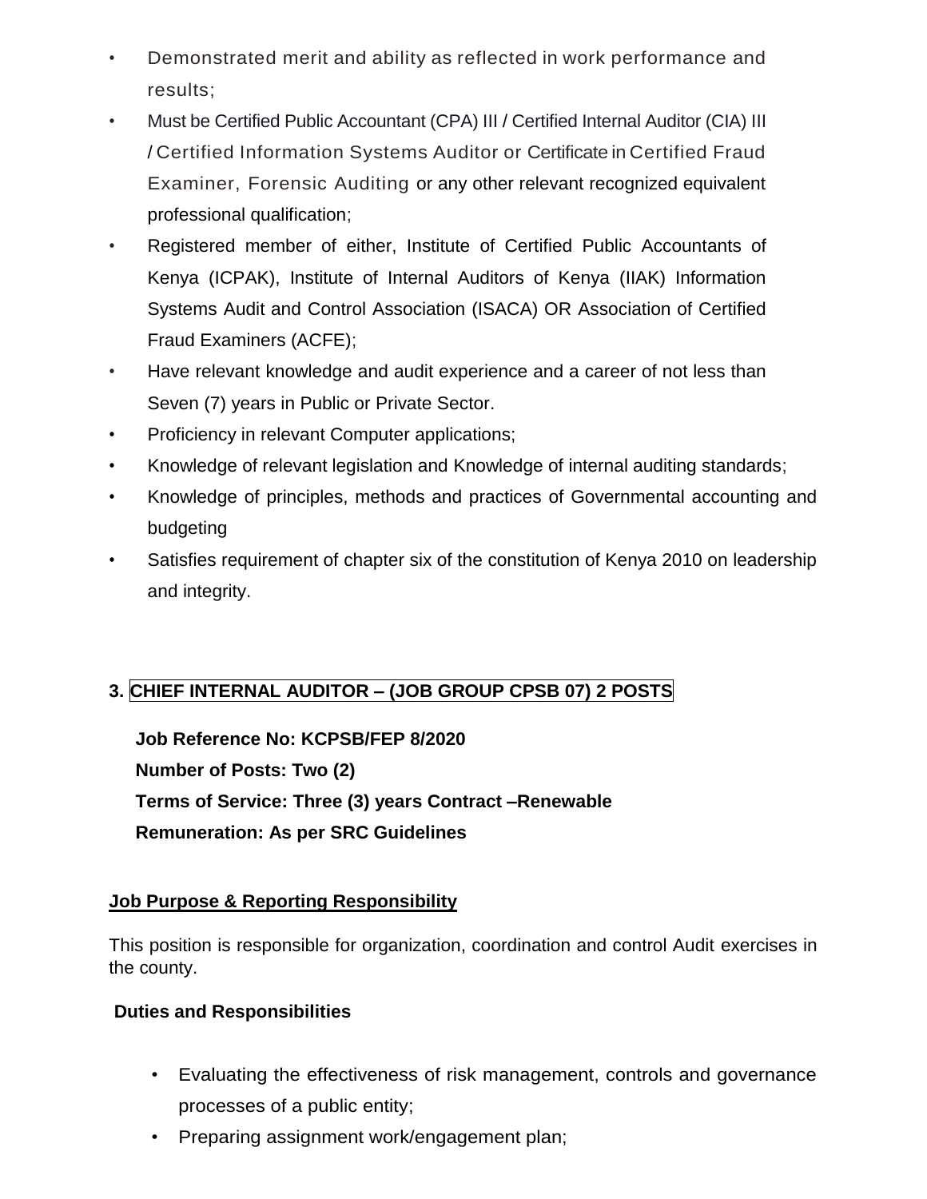- Demonstrated merit and ability as reflected in work performance and results;
- Must be Certified Public Accountant (CPA) III / Certified Internal Auditor (CIA) III / Certified Information Systems Auditor or Certificate in Certified Fraud Examiner, Forensic Auditing or any other relevant recognized equivalent professional qualification;
- Registered member of either, Institute of Certified Public Accountants of Kenya (ICPAK), Institute of Internal Auditors of Kenya (IIAK) Information Systems Audit and Control Association (ISACA) OR Association of Certified Fraud Examiners (ACFE);
- Have relevant knowledge and audit experience and a career of not less than Seven (7) years in Public or Private Sector.
- Proficiency in relevant Computer applications;
- Knowledge of relevant legislation and Knowledge of internal auditing standards;
- Knowledge of principles, methods and practices of Governmental accounting and budgeting
- Satisfies requirement of chapter six of the constitution of Kenya 2010 on leadership and integrity.

## 3. CHIEF INTERNAL AUDITOR – (JOB GROUP CPSB 07) 2 POSTS

**Job Reference No: KCPSB/FEP 8/2020**
**Number of Posts: Two (2)**
**Terms of Service: Three (3) years Contract –Renewable**
**Remuneration: As per SRC Guidelines**

**Job Purpose & Reporting Responsibility**

This position is responsible for organization, coordination and control Audit exercises in the county.

**Duties and Responsibilities**

- Evaluating the effectiveness of risk management, controls and governance processes of a public entity;
- Preparing assignment work/engagement plan;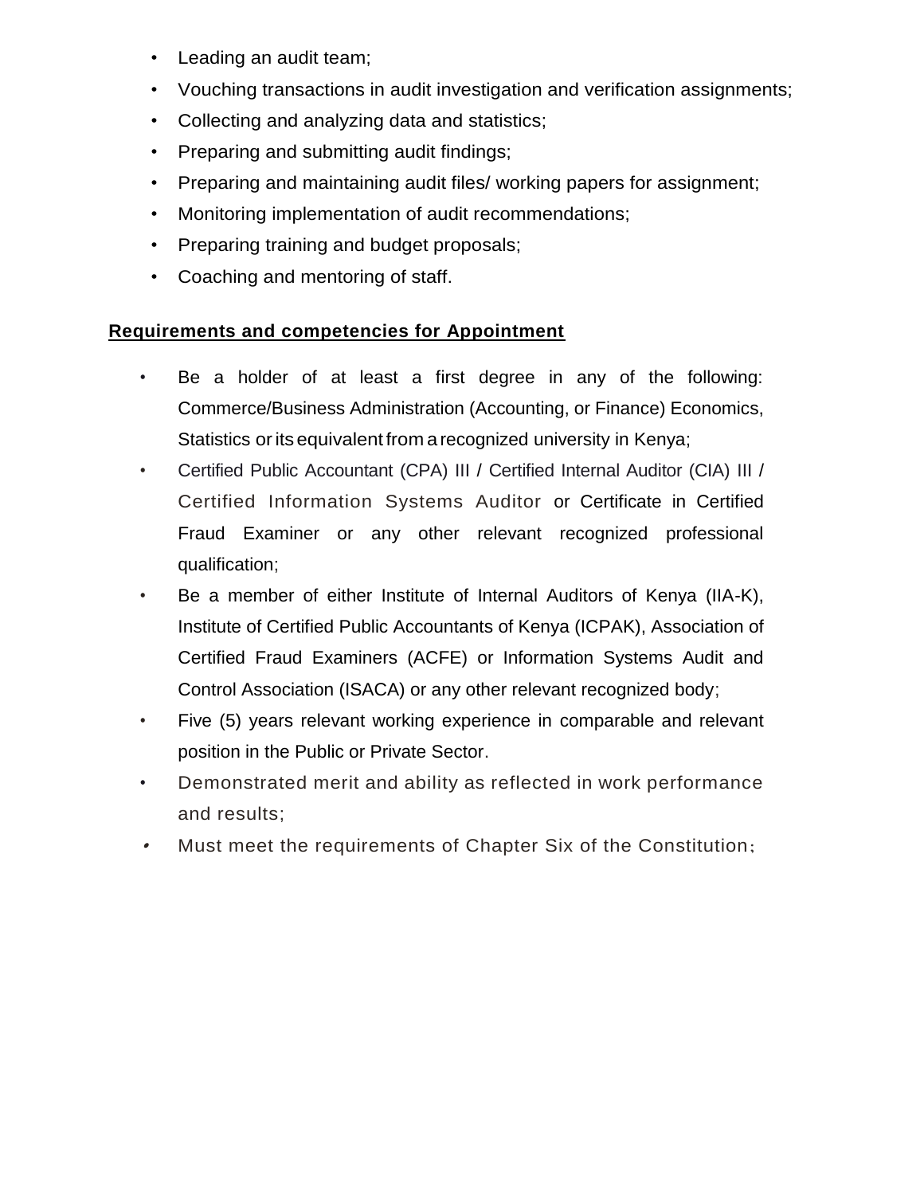- Leading an audit team;
- Vouching transactions in audit investigation and verification assignments;
- Collecting and analyzing data and statistics;
- Preparing and submitting audit findings;
- Preparing and maintaining audit files/ working papers for assignment;
- Monitoring implementation of audit recommendations;
- Preparing training and budget proposals;
- Coaching and mentoring of staff.

**Requirements and competencies for Appointment**

- Be a holder of at least a first degree in any of the following: Commerce/Business Administration (Accounting, or Finance) Economics, Statistics or its equivalent from a recognized university in Kenya;
- Certified Public Accountant (CPA) III / Certified Internal Auditor (CIA) III / Certified Information Systems Auditor or Certificate in Certified Fraud Examiner or any other relevant recognized professional qualification;
- Be a member of either Institute of Internal Auditors of Kenya (IIA-K), Institute of Certified Public Accountants of Kenya (ICPAK), Association of Certified Fraud Examiners (ACFE) or Information Systems Audit and Control Association (ISACA) or any other relevant recognized body;
- Five (5) years relevant working experience in comparable and relevant position in the Public or Private Sector.
- Demonstrated merit and ability as reflected in work performance and results;
- Must meet the requirements of Chapter Six of the Constitution;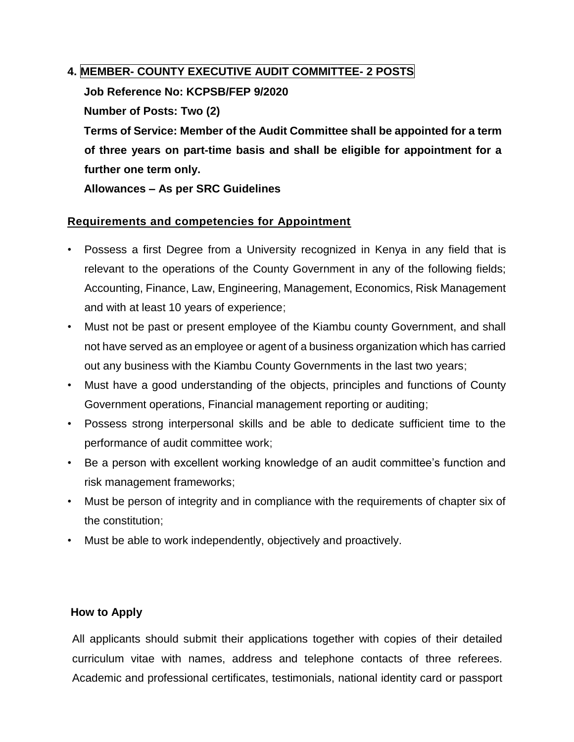### 4. MEMBER- COUNTY EXECUTIVE AUDIT COMMITTEE- 2 POSTS

**Job Reference No: KCPSB/FEP 9/2020**

**Number of Posts: Two (2)**

**Terms of Service: Member of the Audit Committee shall be appointed for a term of three years on part-time basis and shall be eligible for appointment for a further one term only.**

**Allowances – As per SRC Guidelines**

**Requirements and competencies for Appointment**

- Possess a first Degree from a University recognized in Kenya in any field that is relevant to the operations of the County Government in any of the following fields; Accounting, Finance, Law, Engineering, Management, Economics, Risk Management and with at least 10 years of experience;
- Must not be past or present employee of the Kiambu county Government, and shall not have served as an employee or agent of a business organization which has carried out any business with the Kiambu County Governments in the last two years;
- Must have a good understanding of the objects, principles and functions of County Government operations, Financial management reporting or auditing;
- Possess strong interpersonal skills and be able to dedicate sufficient time to the performance of audit committee work;
- Be a person with excellent working knowledge of an audit committee's function and risk management frameworks;
- Must be person of integrity and in compliance with the requirements of chapter six of the constitution;
- Must be able to work independently, objectively and proactively.

**How to Apply**

All applicants should submit their applications together with copies of their detailed curriculum vitae with names, address and telephone contacts of three referees. Academic and professional certificates, testimonials, national identity card or passport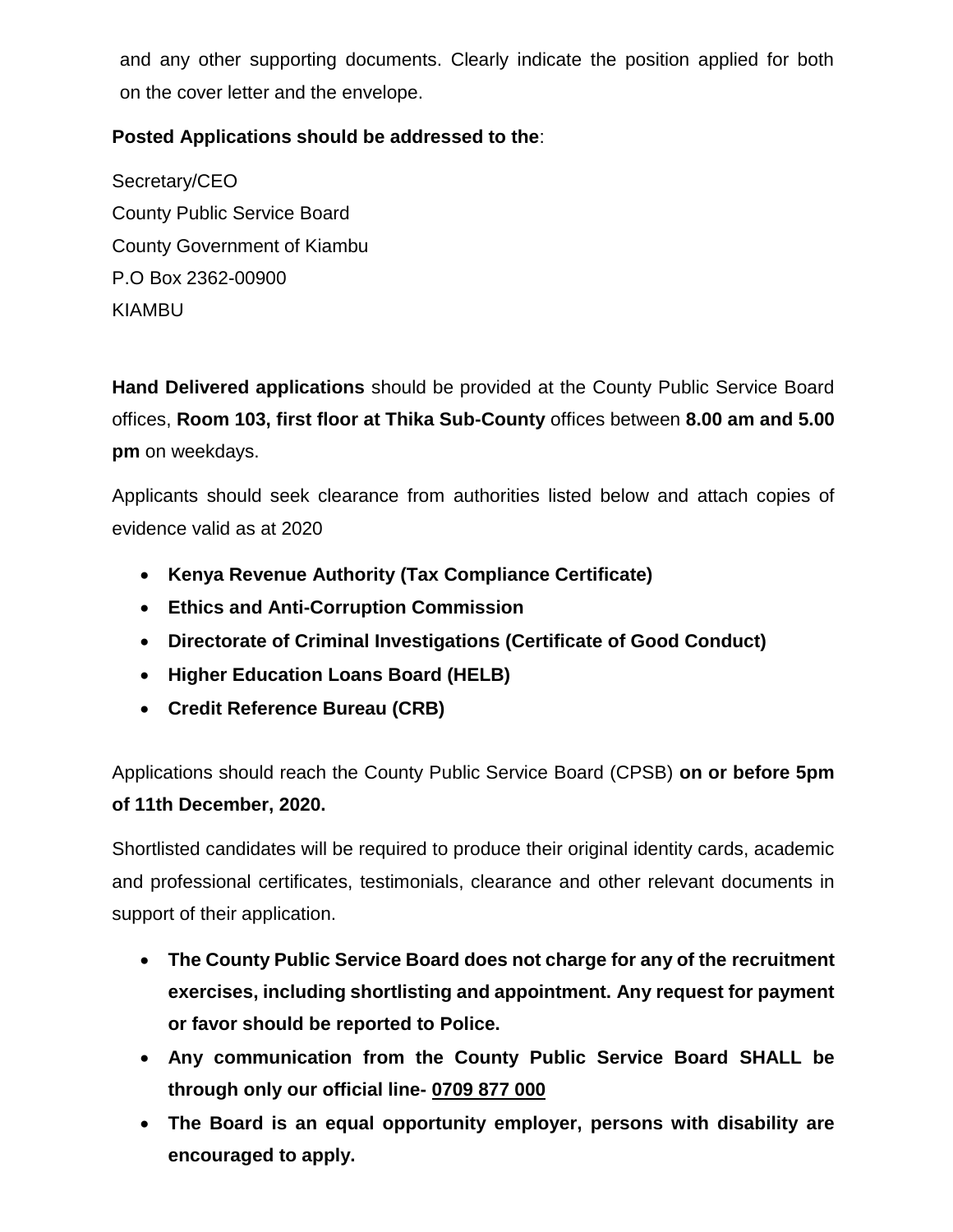and any other supporting documents. Clearly indicate the position applied for both on the cover letter and the envelope.

**Posted Applications should be addressed to the**:

Secretary/CEO
County Public Service Board
County Government of Kiambu
P.O Box 2362-00900
KIAMBU

**Hand Delivered applications** should be provided at the County Public Service Board offices, **Room 103, first floor at Thika Sub-County** offices between **8.00 am and 5.00 pm** on weekdays.

Applicants should seek clearance from authorities listed below and attach copies of evidence valid as at 2020

- **Kenya Revenue Authority (Tax Compliance Certificate)**
- **Ethics and Anti-Corruption Commission**
- **Directorate of Criminal Investigations (Certificate of Good Conduct)**
- **Higher Education Loans Board (HELB)**
- **Credit Reference Bureau (CRB)**

Applications should reach the County Public Service Board (CPSB) **on or before 5pm of 11th December, 2020.**

Shortlisted candidates will be required to produce their original identity cards, academic and professional certificates, testimonials, clearance and other relevant documents in support of their application.

- **The County Public Service Board does not charge for any of the recruitment exercises, including shortlisting and appointment. Any request for payment or favor should be reported to Police.**
- **Any communication from the County Public Service Board SHALL be through only our official line- 0709 877 000**
- **The Board is an equal opportunity employer, persons with disability are encouraged to apply.**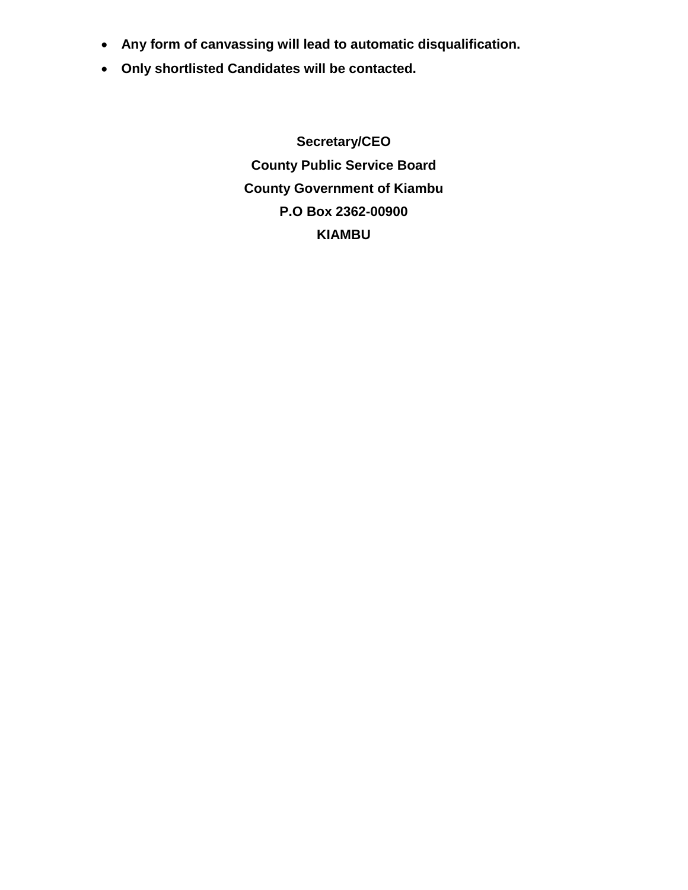- **Any form of canvassing will lead to automatic disqualification.**
- **Only shortlisted Candidates will be contacted.**

**Secretary/CEO**

**County Public Service Board**

**County Government of Kiambu**

**P.O Box 2362-00900**

**KIAMBU**